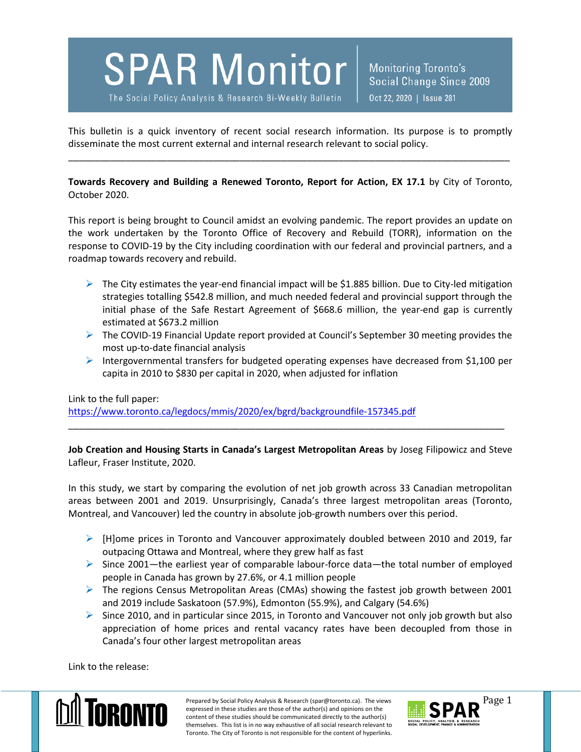# SPAR Monitor

The Social Policy Analysis & Research Bi-Weekly Bulletin

Monitoring Toronto's Social Change Since 2009

Oct 22, 2020 | Issue 281

This bulletin is a quick inventory of recent social research information. Its purpose is to promptly disseminate the most current external and internal research relevant to social policy.

---

**Towards Recovery and Building a Renewed Toronto, Report for Action, EX 17.1** by City of Toronto, October 2020.

This report is being brought to Council amidst an evolving pandemic. The report provides an update on the work undertaken by the Toronto Office of Recovery and Rebuild (TORR), information on the response to COVID-19 by the City including coordination with our federal and provincial partners, and a roadmap towards recovery and rebuild.

- The City estimates the year-end financial impact will be $1.885 billion. Due to City-led mitigation strategies totalling $542.8 million, and much needed federal and provincial support through the initial phase of the Safe Restart Agreement of $668.6 million, the year-end gap is currently estimated at $673.2 million
- The COVID-19 Financial Update report provided at Council's September 30 meeting provides the most up-to-date financial analysis
- Intergovernmental transfers for budgeted operating expenses have decreased from $1,100 per capita in 2010 to $830 per capital in 2020, when adjusted for inflation

Link to the full paper:
https://www.toronto.ca/legdocs/mmis/2020/ex/bgrd/backgroundfile-157345.pdf

---

**Job Creation and Housing Starts in Canada's Largest Metropolitan Areas** by Joseg Filipowicz and Steve Lafleur, Fraser Institute, 2020.

In this study, we start by comparing the evolution of net job growth across 33 Canadian metropolitan areas between 2001 and 2019. Unsurprisingly, Canada's three largest metropolitan areas (Toronto, Montreal, and Vancouver) led the country in absolute job-growth numbers over this period.

- [H]ome prices in Toronto and Vancouver approximately doubled between 2010 and 2019, far outpacing Ottawa and Montreal, where they grew half as fast
- Since 2001—the earliest year of comparable labour-force data—the total number of employed people in Canada has grown by 27.6%, or 4.1 million people
- The regions Census Metropolitan Areas (CMAs) showing the fastest job growth between 2001 and 2019 include Saskatoon (57.9%), Edmonton (55.9%), and Calgary (54.6%)
- Since 2010, and in particular since 2015, in Toronto and Vancouver not only job growth but also appreciation of home prices and rental vacancy rates have been decoupled from those in Canada's four other largest metropolitan areas

Link to the release:

Prepared by Social Policy Analysis & Research (spar@toronto.ca). The views expressed in these studies are those of the author(s) and opinions on the content of these studies should be communicated directly to the author(s) themselves. This list is in no way exhaustive of all social research relevant to Toronto. The City of Toronto is not responsible for the content of hyperlinks.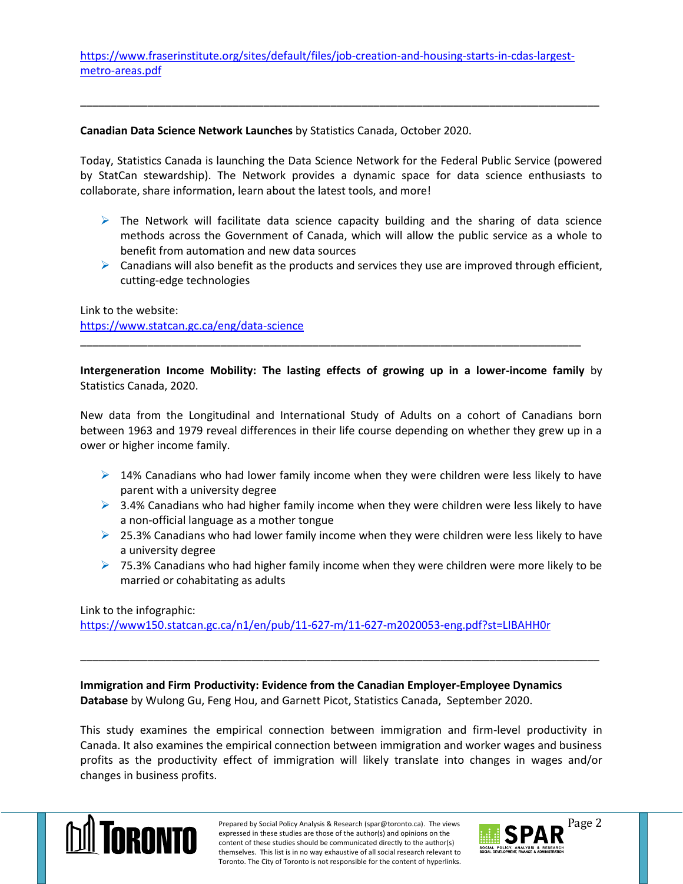https://www.fraserinstitute.org/sites/default/files/job-creation-and-housing-starts-in-cdas-largest-metro-areas.pdf

---

**Canadian Data Science Network Launches** by Statistics Canada, October 2020.

Today, Statistics Canada is launching the Data Science Network for the Federal Public Service (powered by StatCan stewardship). The Network provides a dynamic space for data science enthusiasts to collaborate, share information, learn about the latest tools, and more!

- The Network will facilitate data science capacity building and the sharing of data science methods across the Government of Canada, which will allow the public service as a whole to benefit from automation and new data sources
- Canadians will also benefit as the products and services they use are improved through efficient, cutting-edge technologies

Link to the website:
https://www.statcan.gc.ca/eng/data-science

---

**Intergeneration Income Mobility: The lasting effects of growing up in a lower-income family** by Statistics Canada, 2020.

New data from the Longitudinal and International Study of Adults on a cohort of Canadians born between 1963 and 1979 reveal differences in their life course depending on whether they grew up in a ower or higher income family.

- 14% Canadians who had lower family income when they were children were less likely to have parent with a university degree
- 3.4% Canadians who had higher family income when they were children were less likely to have a non-official language as a mother tongue
- 25.3% Canadians who had lower family income when they were children were less likely to have a university degree
- 75.3% Canadians who had higher family income when they were children were more likely to be married or cohabitating as adults

Link to the infographic:
https://www150.statcan.gc.ca/n1/en/pub/11-627-m/11-627-m2020053-eng.pdf?st=LIBAHH0r

---

**Immigration and Firm Productivity: Evidence from the Canadian Employer-Employee Dynamics Database** by Wulong Gu, Feng Hou, and Garnett Picot, Statistics Canada, September 2020.

This study examines the empirical connection between immigration and firm-level productivity in Canada. It also examines the empirical connection between immigration and worker wages and business profits as the productivity effect of immigration will likely translate into changes in wages and/or changes in business profits.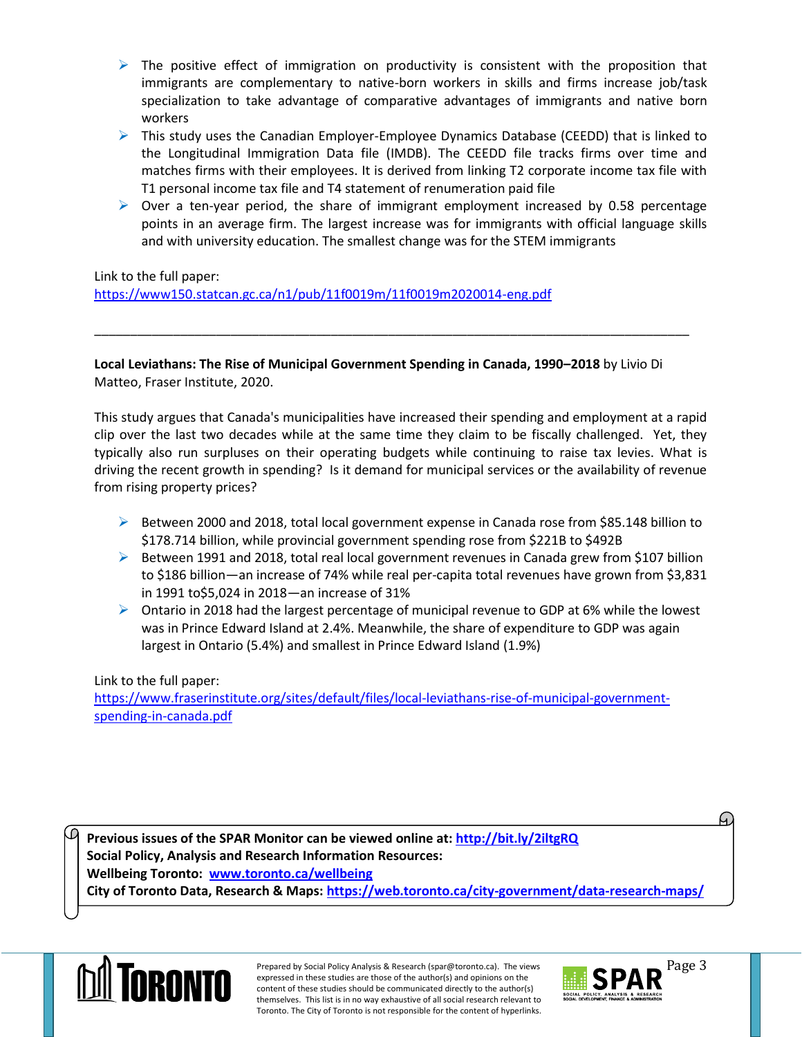- The positive effect of immigration on productivity is consistent with the proposition that immigrants are complementary to native-born workers in skills and firms increase job/task specialization to take advantage of comparative advantages of immigrants and native born workers
- This study uses the Canadian Employer-Employee Dynamics Database (CEEDD) that is linked to the Longitudinal Immigration Data file (IMDB). The CEEDD file tracks firms over time and matches firms with their employees. It is derived from linking T2 corporate income tax file with T1 personal income tax file and T4 statement of renumeration paid file
- Over a ten-year period, the share of immigrant employment increased by 0.58 percentage points in an average firm. The largest increase was for immigrants with official language skills and with university education. The smallest change was for the STEM immigrants

Link to the full paper:
https://www150.statcan.gc.ca/n1/pub/11f0019m/11f0019m2020014-eng.pdf

---

**Local Leviathans: The Rise of Municipal Government Spending in Canada, 1990–2018** by Livio Di Matteo, Fraser Institute, 2020.

This study argues that Canada's municipalities have increased their spending and employment at a rapid clip over the last two decades while at the same time they claim to be fiscally challenged. Yet, they typically also run surpluses on their operating budgets while continuing to raise tax levies. What is driving the recent growth in spending? Is it demand for municipal services or the availability of revenue from rising property prices?

- Between 2000 and 2018, total local government expense in Canada rose from $85.148 billion to $178.714 billion, while provincial government spending rose from $221B to $492B
- Between 1991 and 2018, total real local government revenues in Canada grew from $107 billion to $186 billion—an increase of 74% while real per-capita total revenues have grown from $3,831 in 1991 to$5,024 in 2018—an increase of 31%
- Ontario in 2018 had the largest percentage of municipal revenue to GDP at 6% while the lowest was in Prince Edward Island at 2.4%. Meanwhile, the share of expenditure to GDP was again largest in Ontario (5.4%) and smallest in Prince Edward Island (1.9%)

Link to the full paper:
https://www.fraserinstitute.org/sites/default/files/local-leviathans-rise-of-municipal-government-spending-in-canada.pdf

**Previous issues of the SPAR Monitor can be viewed online at: http://bit.ly/2iltgRQ**
**Social Policy, Analysis and Research Information Resources:**
**Wellbeing Toronto: www.toronto.ca/wellbeing**
**City of Toronto Data, Research & Maps: https://web.toronto.ca/city-government/data-research-maps/**

Prepared by Social Policy Analysis & Research (spar@toronto.ca). The views expressed in these studies are those of the author(s) and opinions on the content of these studies should be communicated directly to the author(s) themselves. This list is in no way exhaustive of all social research relevant to Toronto. The City of Toronto is not responsible for the content of hyperlinks.